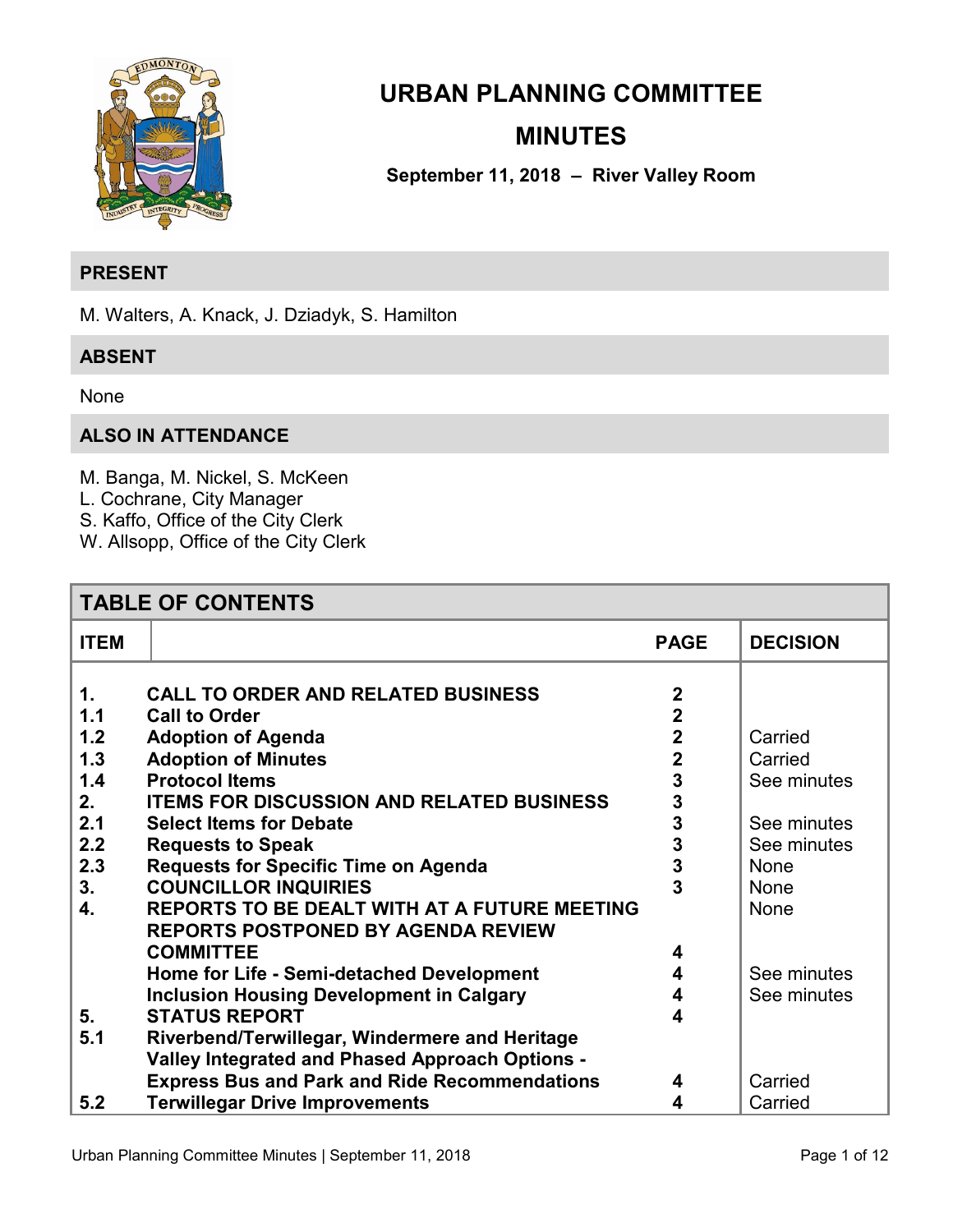# URBAN PLANNING COMMITTEE

# MINUTES

**September 11, 2018 – River Valley Room**

## PRESENT

M. Walters, A. Knack, J. Dziadyk, S. Hamilton

## ABSENT

None

## ALSO IN ATTENDANCE

M. Banga, M. Nickel, S. McKeen
L. Cochrane, City Manager
S. Kaffo, Office of the City Clerk
W. Allsopp, Office of the City Clerk

## TABLE OF CONTENTS

| ITEM | | PAGE | DECISION |
|---|---|---|---|
| **1.** | **CALL TO ORDER AND RELATED BUSINESS** | **2** | |
| **1.1** | **Call to Order** | **2** | |
| **1.2** | **Adoption of Agenda** | **2** | Carried |
| **1.3** | **Adoption of Minutes** | **2** | Carried |
| **1.4** | **Protocol Items** | **3** | See minutes |
| **2.** | **ITEMS FOR DISCUSSION AND RELATED BUSINESS** | **3** | |
| **2.1** | **Select Items for Debate** | **3** | See minutes |
| **2.2** | **Requests to Speak** | **3** | See minutes |
| **2.3** | **Requests for Specific Time on Agenda** | **3** | None |
| **3.** | **COUNCILLOR INQUIRIES** | **3** | None |
| **4.** | **REPORTS TO BE DEALT WITH AT A FUTURE MEETING** | | None |
| | **REPORTS POSTPONED BY AGENDA REVIEW COMMITTEE** | **4** | |
| | **Home for Life - Semi-detached Development** | **4** | See minutes |
| | **Inclusion Housing Development in Calgary** | **4** | See minutes |
| **5.** | **STATUS REPORT** | **4** | |
| **5.1** | **Riverbend/Terwillegar, Windermere and Heritage Valley Integrated and Phased Approach Options - Express Bus and Park and Ride Recommendations** | **4** | Carried |
| **5.2** | **Terwillegar Drive Improvements** | **4** | Carried |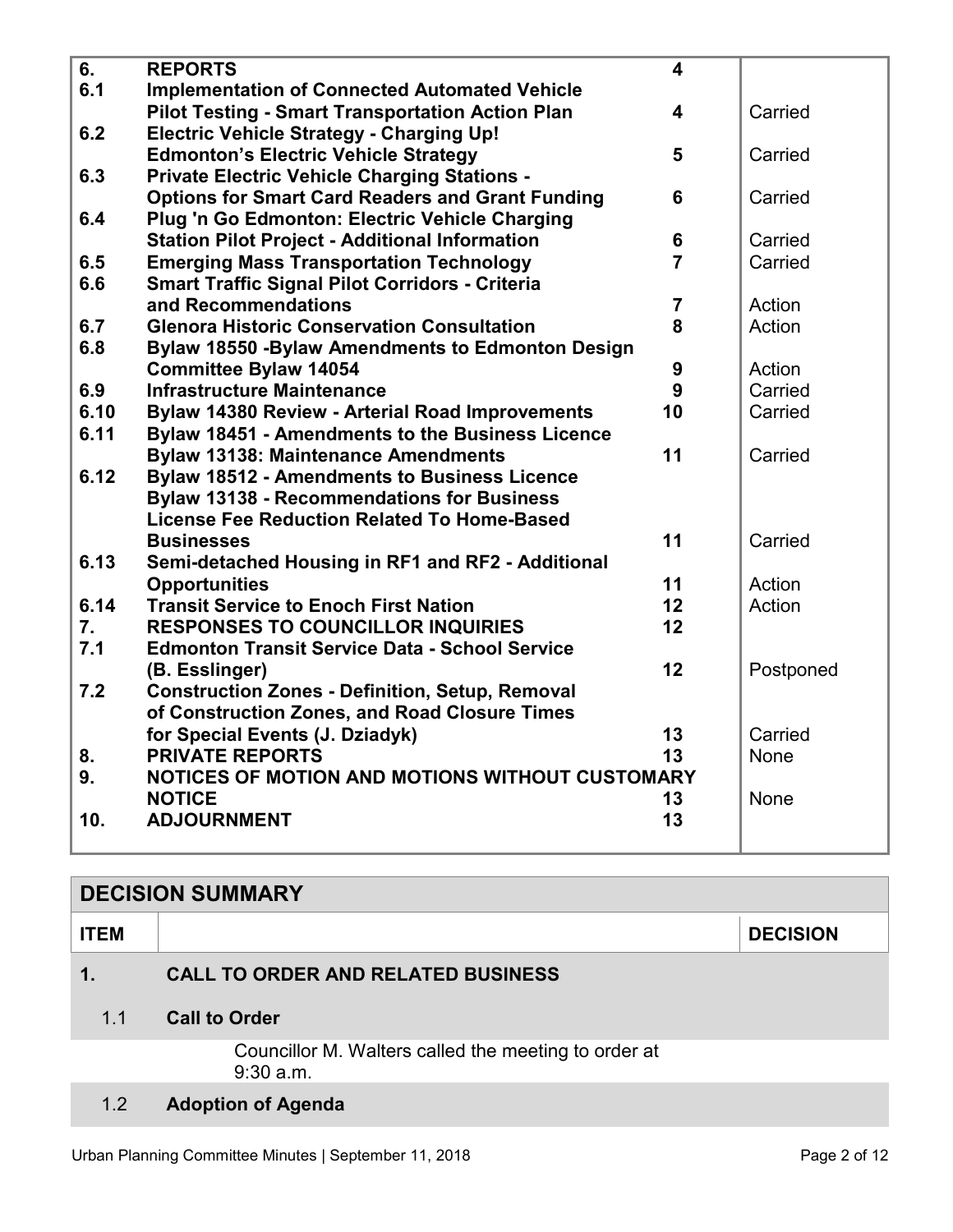| | | | |
|---|---|---|---|
| **6.** | **REPORTS** | **4** | |
| **6.1** | **Implementation of Connected Automated Vehicle Pilot Testing - Smart Transportation Action Plan** | **4** | Carried |
| **6.2** | **Electric Vehicle Strategy - Charging Up! Edmonton's Electric Vehicle Strategy** | **5** | Carried |
| **6.3** | **Private Electric Vehicle Charging Stations - Options for Smart Card Readers and Grant Funding** | **6** | Carried |
| **6.4** | **Plug 'n Go Edmonton: Electric Vehicle Charging Station Pilot Project - Additional Information** | **6** | Carried |
| **6.5** | **Emerging Mass Transportation Technology** | **7** | Carried |
| **6.6** | **Smart Traffic Signal Pilot Corridors - Criteria and Recommendations** | **7** | Action |
| **6.7** | **Glenora Historic Conservation Consultation** | **8** | Action |
| **6.8** | **Bylaw 18550 -Bylaw Amendments to Edmonton Design Committee Bylaw 14054** | **9** | Action |
| **6.9** | **Infrastructure Maintenance** | **9** | Carried |
| **6.10** | **Bylaw 14380 Review - Arterial Road Improvements** | **10** | Carried |
| **6.11** | **Bylaw 18451 - Amendments to the Business Licence Bylaw 13138: Maintenance Amendments** | **11** | Carried |
| **6.12** | **Bylaw 18512 - Amendments to Business Licence Bylaw 13138 - Recommendations for Business License Fee Reduction Related To Home-Based Businesses** | **11** | Carried |
| **6.13** | **Semi-detached Housing in RF1 and RF2 - Additional Opportunities** | **11** | Action |
| **6.14** | **Transit Service to Enoch First Nation** | **12** | Action |
| **7.** | **RESPONSES TO COUNCILLOR INQUIRIES** | **12** | |
| **7.1** | **Edmonton Transit Service Data - School Service (B. Esslinger)** | **12** | Postponed |
| **7.2** | **Construction Zones - Definition, Setup, Removal of Construction Zones, and Road Closure Times for Special Events (J. Dziadyk)** | **13** | Carried |
| **8.** | **PRIVATE REPORTS** | **13** | None |
| **9.** | **NOTICES OF MOTION AND MOTIONS WITHOUT CUSTOMARY NOTICE** | **13** | None |
| **10.** | **ADJOURNMENT** | **13** | |

## DECISION SUMMARY

| ITEM | | DECISION |
|---|---|---|
| **1.** | **CALL TO ORDER AND RELATED BUSINESS** | |
| 1.1 | **Call to Order** | |
| | Councillor M. Walters called the meeting to order at 9:30 a.m. | |
| 1.2 | **Adoption of Agenda** | |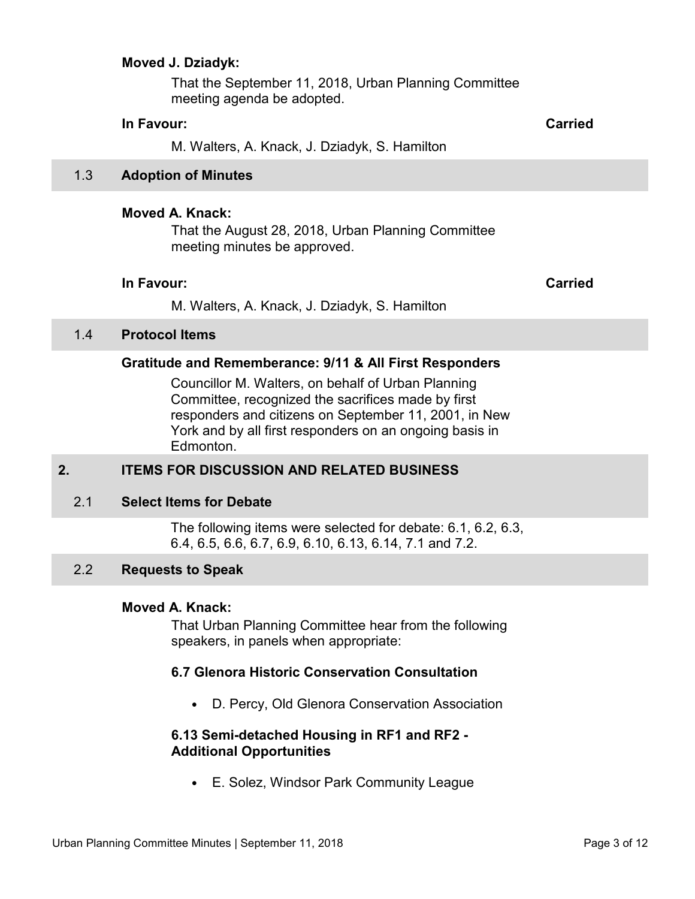**Moved J. Dziadyk:**

That the September 11, 2018, Urban Planning Committee meeting agenda be adopted.

**In Favour:** **Carried**

M. Walters, A. Knack, J. Dziadyk, S. Hamilton

### 1.3 Adoption of Minutes

**Moved A. Knack:**

That the August 28, 2018, Urban Planning Committee meeting minutes be approved.

**In Favour:** **Carried**

M. Walters, A. Knack, J. Dziadyk, S. Hamilton

### 1.4 Protocol Items

**Gratitude and Rememberance: 9/11 & All First Responders**

Councillor M. Walters, on behalf of Urban Planning Committee, recognized the sacrifices made by first responders and citizens on September 11, 2001, in New York and by all first responders on an ongoing basis in Edmonton.

## 2. ITEMS FOR DISCUSSION AND RELATED BUSINESS

### 2.1 Select Items for Debate

The following items were selected for debate: 6.1, 6.2, 6.3, 6.4, 6.5, 6.6, 6.7, 6.9, 6.10, 6.13, 6.14, 7.1 and 7.2.

### 2.2 Requests to Speak

**Moved A. Knack:**

That Urban Planning Committee hear from the following speakers, in panels when appropriate:

**6.7 Glenora Historic Conservation Consultation**

- D. Percy, Old Glenora Conservation Association

**6.13 Semi-detached Housing in RF1 and RF2 - Additional Opportunities**

- E. Solez, Windsor Park Community League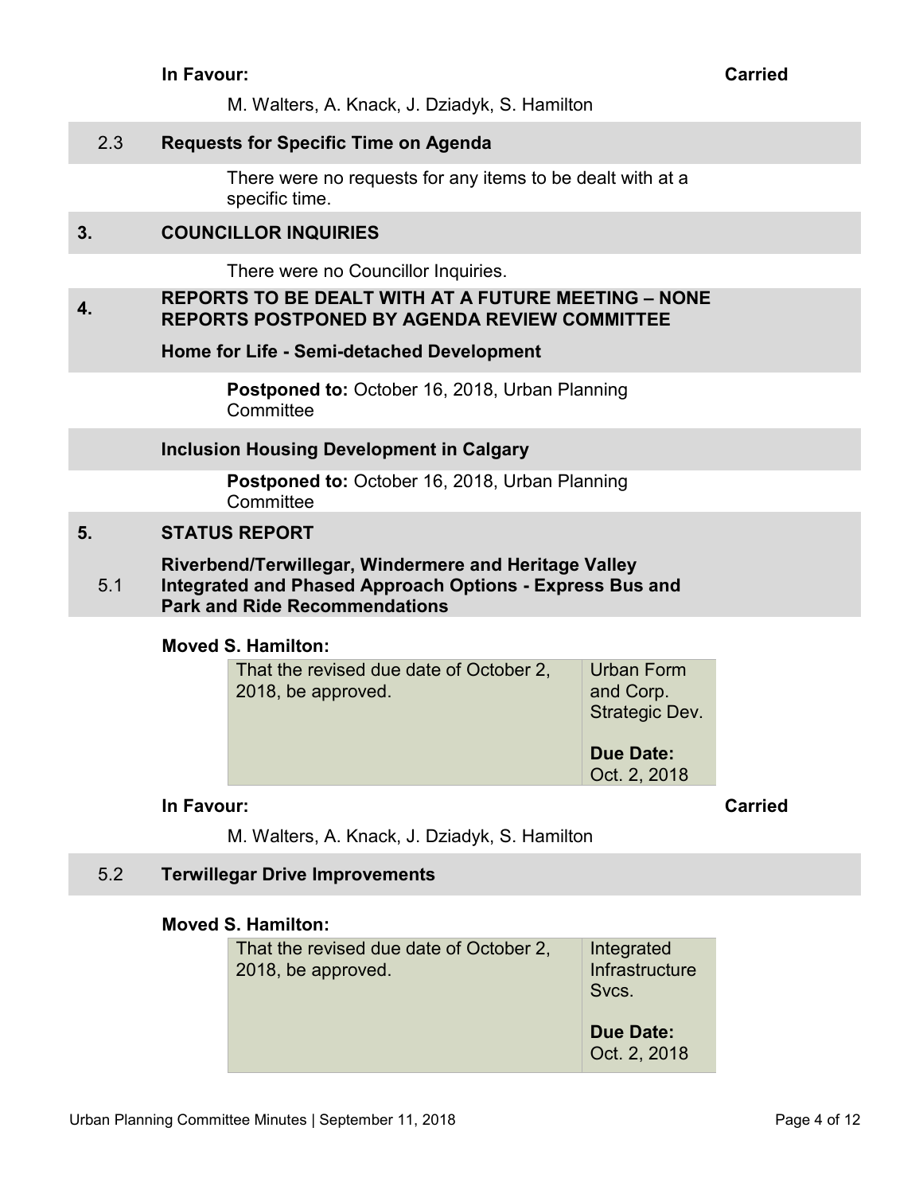**In Favour:** **Carried**

M. Walters, A. Knack, J. Dziadyk, S. Hamilton

### 2.3 Requests for Specific Time on Agenda

There were no requests for any items to be dealt with at a specific time.

## 3. COUNCILLOR INQUIRIES

There were no Councillor Inquiries.

## 4. REPORTS TO BE DEALT WITH AT A FUTURE MEETING – NONE REPORTS POSTPONED BY AGENDA REVIEW COMMITTEE

### Home for Life - Semi-detached Development

**Postponed to:** October 16, 2018, Urban Planning Committee

### Inclusion Housing Development in Calgary

**Postponed to:** October 16, 2018, Urban Planning Committee

## 5. STATUS REPORT

### 5.1 Riverbend/Terwillegar, Windermere and Heritage Valley Integrated and Phased Approach Options - Express Bus and Park and Ride Recommendations

**Moved S. Hamilton:**

| | |
|---|---|
| That the revised due date of October 2, 2018, be approved. | Urban Form and Corp. Strategic Dev.<br><br>**Due Date:** Oct. 2, 2018 |

**In Favour:** **Carried**

M. Walters, A. Knack, J. Dziadyk, S. Hamilton

### 5.2 Terwillegar Drive Improvements

**Moved S. Hamilton:**

| | |
|---|---|
| That the revised due date of October 2, 2018, be approved. | Integrated Infrastructure Svcs.<br><br>**Due Date:** Oct. 2, 2018 |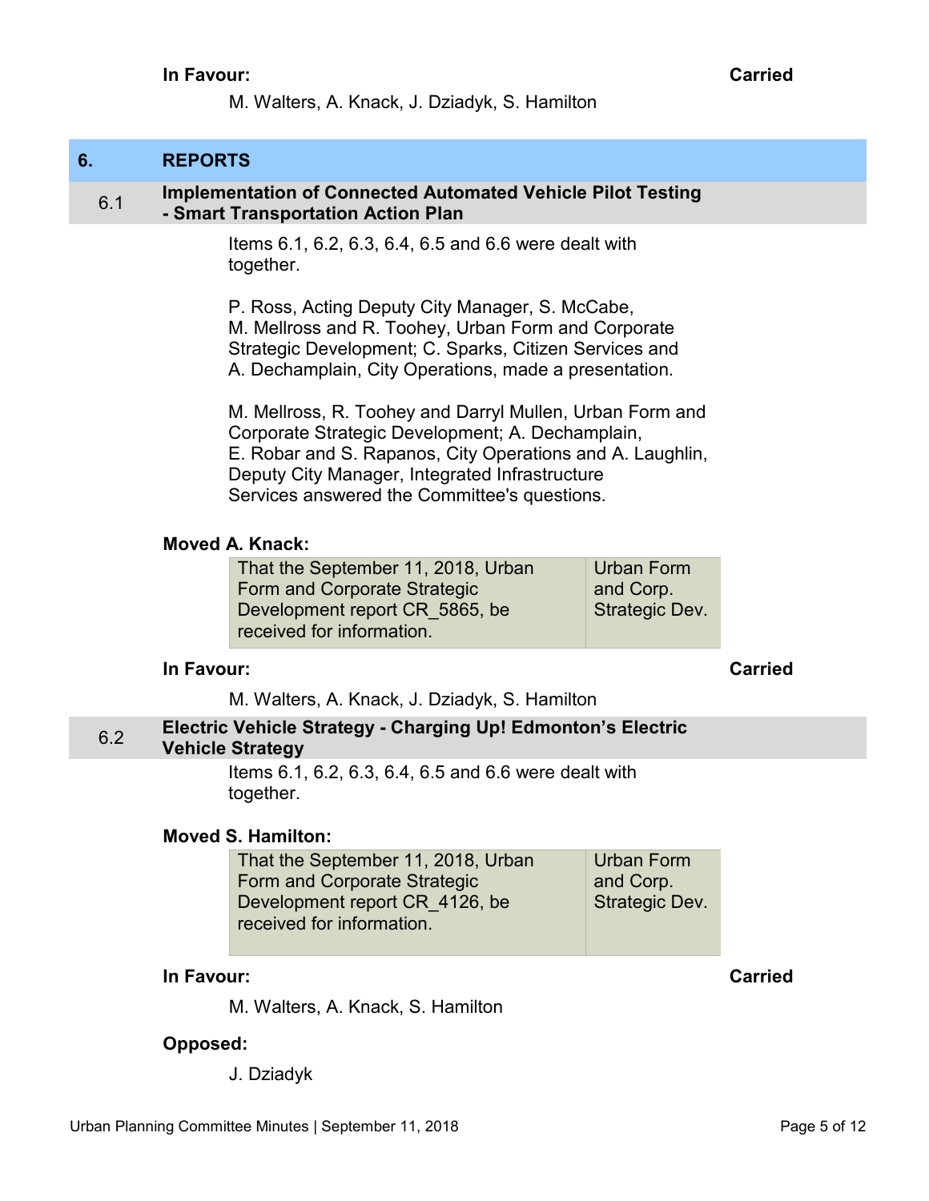**In Favour:** **Carried**

M. Walters, A. Knack, J. Dziadyk, S. Hamilton

## 6. REPORTS

### 6.1 Implementation of Connected Automated Vehicle Pilot Testing - Smart Transportation Action Plan

Items 6.1, 6.2, 6.3, 6.4, 6.5 and 6.6 were dealt with together.

P. Ross, Acting Deputy City Manager, S. McCabe, M. Mellross and R. Toohey, Urban Form and Corporate Strategic Development; C. Sparks, Citizen Services and A. Dechamplain, City Operations, made a presentation.

M. Mellross, R. Toohey and Darryl Mullen, Urban Form and Corporate Strategic Development; A. Dechamplain, E. Robar and S. Rapanos, City Operations and A. Laughlin, Deputy City Manager, Integrated Infrastructure Services answered the Committee's questions.

**Moved A. Knack:**

| | |
|---|---|
| That the September 11, 2018, Urban Form and Corporate Strategic Development report CR_5865, be received for information. | Urban Form and Corp. Strategic Dev. |

**In Favour:** **Carried**

M. Walters, A. Knack, J. Dziadyk, S. Hamilton

### 6.2 Electric Vehicle Strategy - Charging Up! Edmonton's Electric Vehicle Strategy

Items 6.1, 6.2, 6.3, 6.4, 6.5 and 6.6 were dealt with together.

**Moved S. Hamilton:**

| | |
|---|---|
| That the September 11, 2018, Urban Form and Corporate Strategic Development report CR_4126, be received for information. | Urban Form and Corp. Strategic Dev. |

**In Favour:** **Carried**

M. Walters, A. Knack, S. Hamilton

**Opposed:**

J. Dziadyk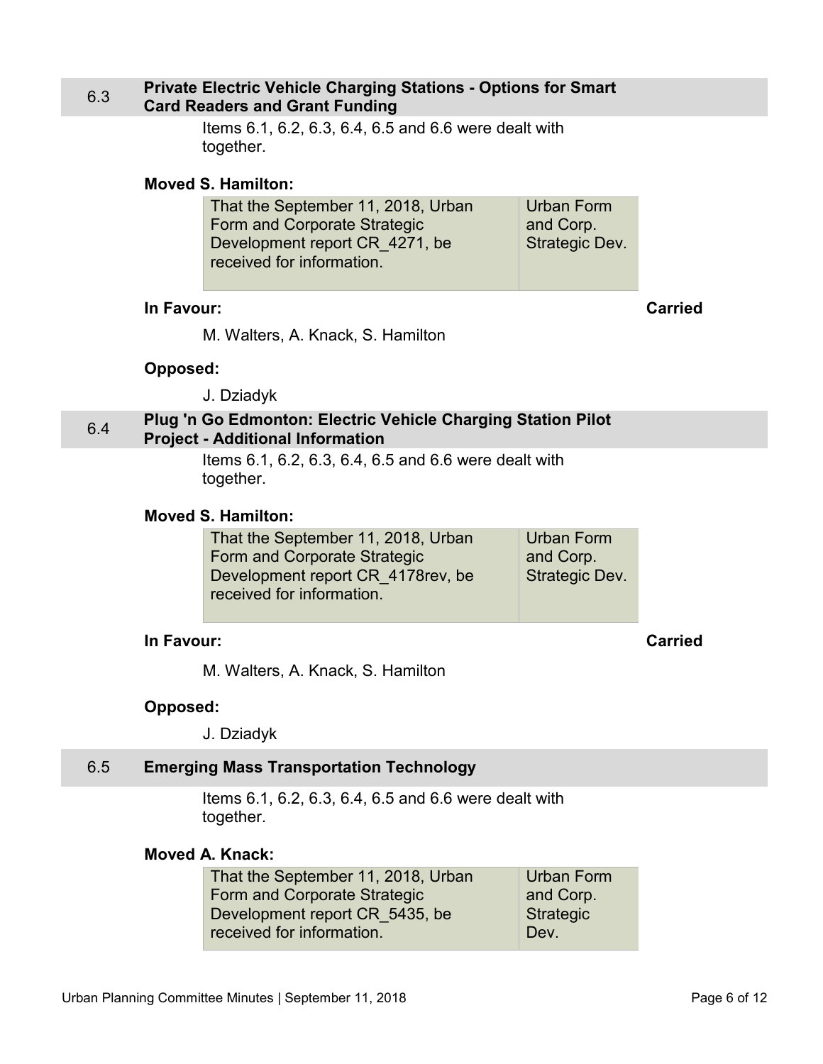### 6.3 Private Electric Vehicle Charging Stations - Options for Smart Card Readers and Grant Funding

Items 6.1, 6.2, 6.3, 6.4, 6.5 and 6.6 were dealt with together.

**Moved S. Hamilton:**

| | |
|---|---|
| That the September 11, 2018, Urban Form and Corporate Strategic Development report CR_4271, be received for information. | Urban Form and Corp. Strategic Dev. |

**In Favour:** **Carried**

M. Walters, A. Knack, S. Hamilton

**Opposed:**

J. Dziadyk

### 6.4 Plug 'n Go Edmonton: Electric Vehicle Charging Station Pilot Project - Additional Information

Items 6.1, 6.2, 6.3, 6.4, 6.5 and 6.6 were dealt with together.

**Moved S. Hamilton:**

| | |
|---|---|
| That the September 11, 2018, Urban Form and Corporate Strategic Development report CR_4178rev, be received for information. | Urban Form and Corp. Strategic Dev. |

**In Favour:** **Carried**

M. Walters, A. Knack, S. Hamilton

**Opposed:**

J. Dziadyk

### 6.5 Emerging Mass Transportation Technology

Items 6.1, 6.2, 6.3, 6.4, 6.5 and 6.6 were dealt with together.

**Moved A. Knack:**

| | |
|---|---|
| That the September 11, 2018, Urban Form and Corporate Strategic Development report CR_5435, be received for information. | Urban Form and Corp. Strategic Dev. |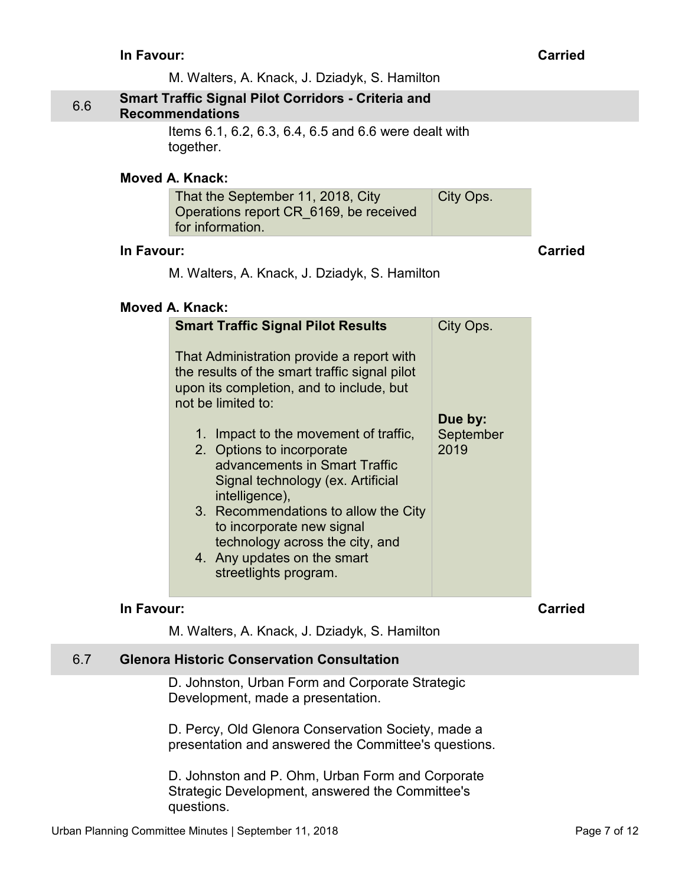**In Favour:** **Carried**

M. Walters, A. Knack, J. Dziadyk, S. Hamilton

## 6.6 Smart Traffic Signal Pilot Corridors - Criteria and Recommendations

Items 6.1, 6.2, 6.3, 6.4, 6.5 and 6.6 were dealt with together.

**Moved A. Knack:**

| That the September 11, 2018, City Operations report CR_6169, be received for information. | City Ops. |
|---|---|

**In Favour:** **Carried**

M. Walters, A. Knack, J. Dziadyk, S. Hamilton

**Moved A. Knack:**

| **Smart Traffic Signal Pilot Results**<br><br>That Administration provide a report with the results of the smart traffic signal pilot upon its completion, and to include, but not be limited to:<br><br>1. Impact to the movement of traffic,<br>2. Options to incorporate advancements in Smart Traffic Signal technology (ex. Artificial intelligence),<br>3. Recommendations to allow the City to incorporate new signal technology across the city, and<br>4. Any updates on the smart streetlights program. | City Ops.<br><br>**Due by:** September 2019 |
|---|---|

**In Favour:** **Carried**

M. Walters, A. Knack, J. Dziadyk, S. Hamilton

## 6.7 Glenora Historic Conservation Consultation

D. Johnston, Urban Form and Corporate Strategic Development, made a presentation.

D. Percy, Old Glenora Conservation Society, made a presentation and answered the Committee's questions.

D. Johnston and P. Ohm, Urban Form and Corporate Strategic Development, answered the Committee's questions.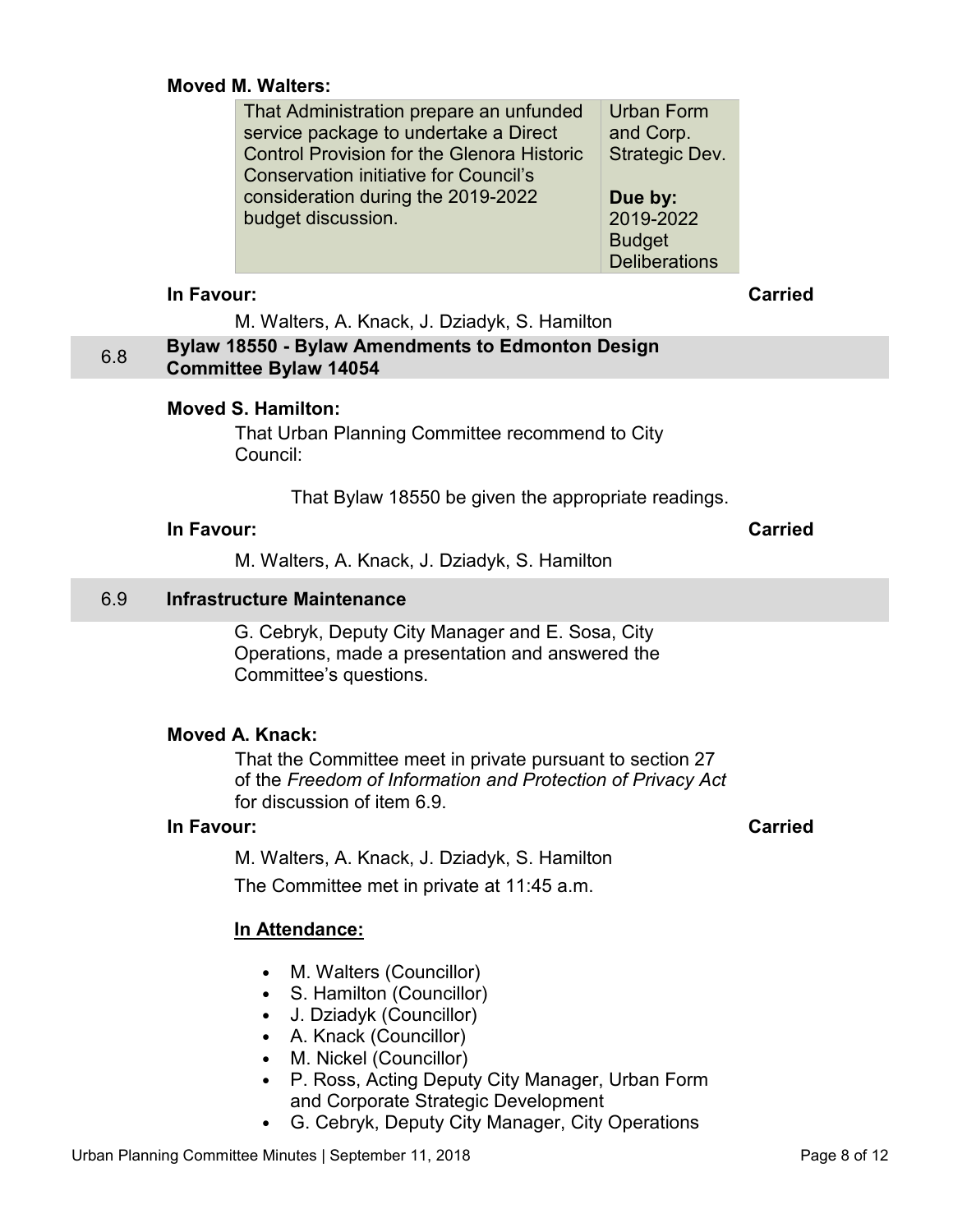**Moved M. Walters:**

| That Administration prepare an unfunded service package to undertake a Direct Control Provision for the Glenora Historic Conservation initiative for Council's consideration during the 2019-2022 budget discussion. | Urban Form and Corp. Strategic Dev.<br><br>**Due by:**<br>2019-2022 Budget Deliberations |
|---|---|

**In Favour:** **Carried**

M. Walters, A. Knack, J. Dziadyk, S. Hamilton

## 6.8 Bylaw 18550 - Bylaw Amendments to Edmonton Design Committee Bylaw 14054

**Moved S. Hamilton:**

That Urban Planning Committee recommend to City Council:

That Bylaw 18550 be given the appropriate readings.

**In Favour:** **Carried**

M. Walters, A. Knack, J. Dziadyk, S. Hamilton

## 6.9 Infrastructure Maintenance

G. Cebryk, Deputy City Manager and E. Sosa, City Operations, made a presentation and answered the Committee's questions.

**Moved A. Knack:**

That the Committee meet in private pursuant to section 27 of the *Freedom of Information and Protection of Privacy Act* for discussion of item 6.9.

**In Favour:** **Carried**

M. Walters, A. Knack, J. Dziadyk, S. Hamilton

The Committee met in private at 11:45 a.m.

**In Attendance:**

- M. Walters (Councillor)
- S. Hamilton (Councillor)
- J. Dziadyk (Councillor)
- A. Knack (Councillor)
- M. Nickel (Councillor)
- P. Ross, Acting Deputy City Manager, Urban Form and Corporate Strategic Development
- G. Cebryk, Deputy City Manager, City Operations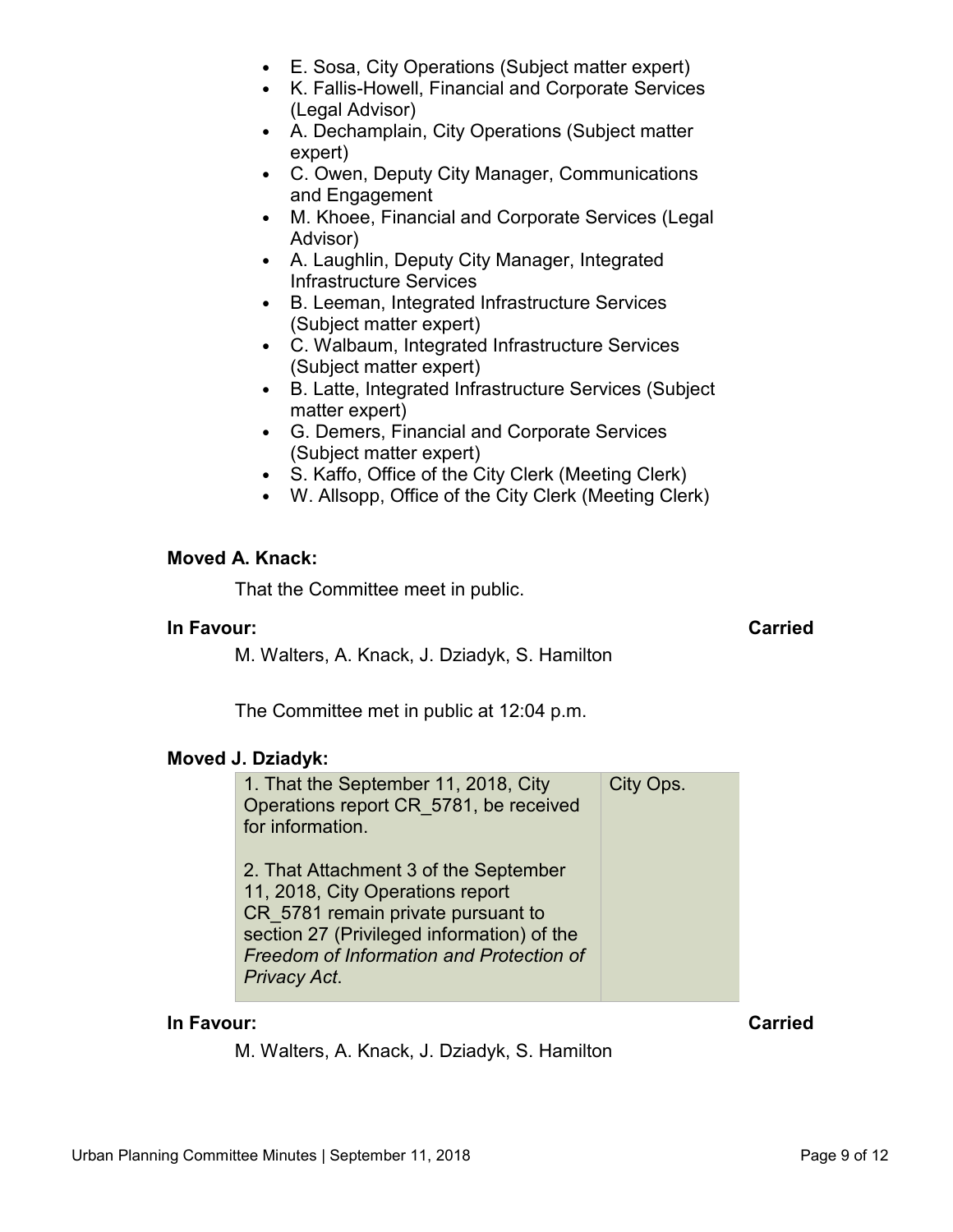- E. Sosa, City Operations (Subject matter expert)
- K. Fallis-Howell, Financial and Corporate Services (Legal Advisor)
- A. Dechamplain, City Operations (Subject matter expert)
- C. Owen, Deputy City Manager, Communications and Engagement
- M. Khoee, Financial and Corporate Services (Legal Advisor)
- A. Laughlin, Deputy City Manager, Integrated Infrastructure Services
- B. Leeman, Integrated Infrastructure Services (Subject matter expert)
- C. Walbaum, Integrated Infrastructure Services (Subject matter expert)
- B. Latte, Integrated Infrastructure Services (Subject matter expert)
- G. Demers, Financial and Corporate Services (Subject matter expert)
- S. Kaffo, Office of the City Clerk (Meeting Clerk)
- W. Allsopp, Office of the City Clerk (Meeting Clerk)

**Moved A. Knack:**

That the Committee meet in public.

**In Favour:** **Carried**

M. Walters, A. Knack, J. Dziadyk, S. Hamilton

The Committee met in public at 12:04 p.m.

**Moved J. Dziadyk:**

| | |
|---|---|
| 1. That the September 11, 2018, City Operations report CR_5781, be received for information.<br><br>2. That Attachment 3 of the September 11, 2018, City Operations report CR_5781 remain private pursuant to section 27 (Privileged information) of the *Freedom of Information and Protection of Privacy Act*. | City Ops. |

**In Favour:** **Carried**

M. Walters, A. Knack, J. Dziadyk, S. Hamilton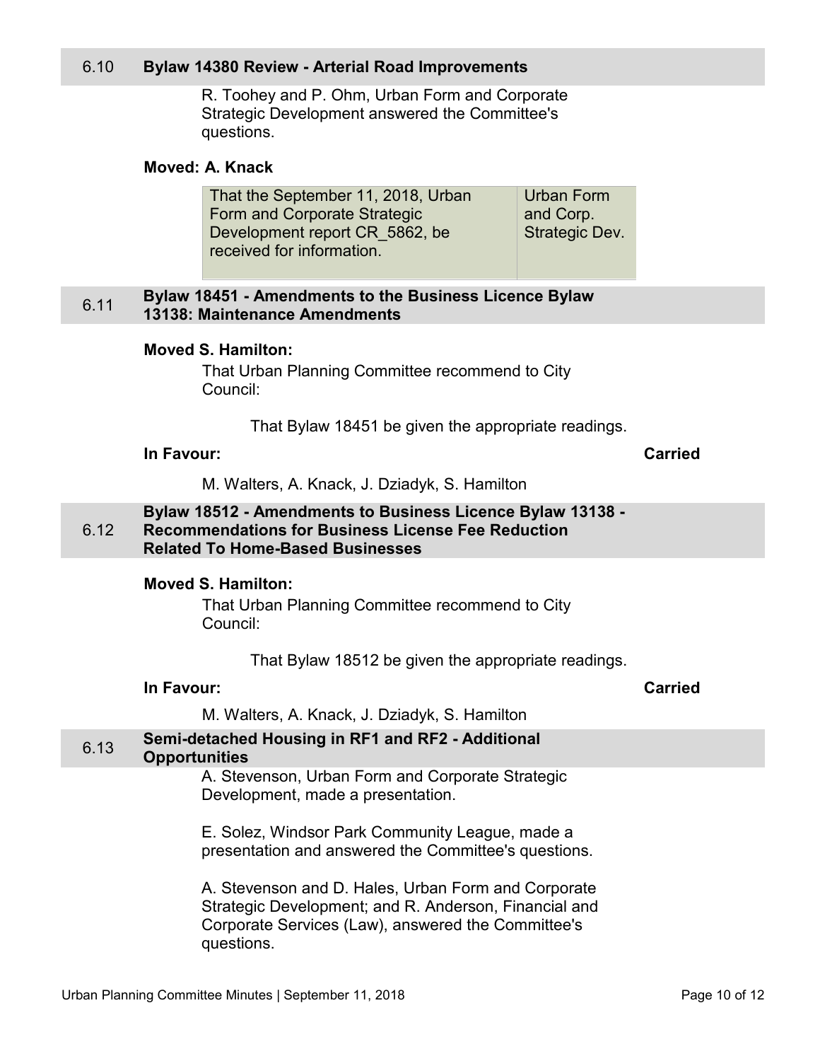## 6.10 Bylaw 14380 Review - Arterial Road Improvements

R. Toohey and P. Ohm, Urban Form and Corporate Strategic Development answered the Committee's questions.

**Moved: A. Knack**

| That the September 11, 2018, Urban Form and Corporate Strategic Development report CR_5862, be received for information. | Urban Form and Corp. Strategic Dev. |
|---|---|

## 6.11 Bylaw 18451 - Amendments to the Business Licence Bylaw 13138: Maintenance Amendments

**Moved S. Hamilton:**

That Urban Planning Committee recommend to City Council:

That Bylaw 18451 be given the appropriate readings.

**In Favour:** **Carried**

M. Walters, A. Knack, J. Dziadyk, S. Hamilton

## 6.12 Bylaw 18512 - Amendments to Business Licence Bylaw 13138 - Recommendations for Business License Fee Reduction Related To Home-Based Businesses

**Moved S. Hamilton:**

That Urban Planning Committee recommend to City Council:

That Bylaw 18512 be given the appropriate readings.

**In Favour:** **Carried**

M. Walters, A. Knack, J. Dziadyk, S. Hamilton

## 6.13 Semi-detached Housing in RF1 and RF2 - Additional Opportunities

A. Stevenson, Urban Form and Corporate Strategic Development, made a presentation.

E. Solez, Windsor Park Community League, made a presentation and answered the Committee's questions.

A. Stevenson and D. Hales, Urban Form and Corporate Strategic Development; and R. Anderson, Financial and Corporate Services (Law), answered the Committee's questions.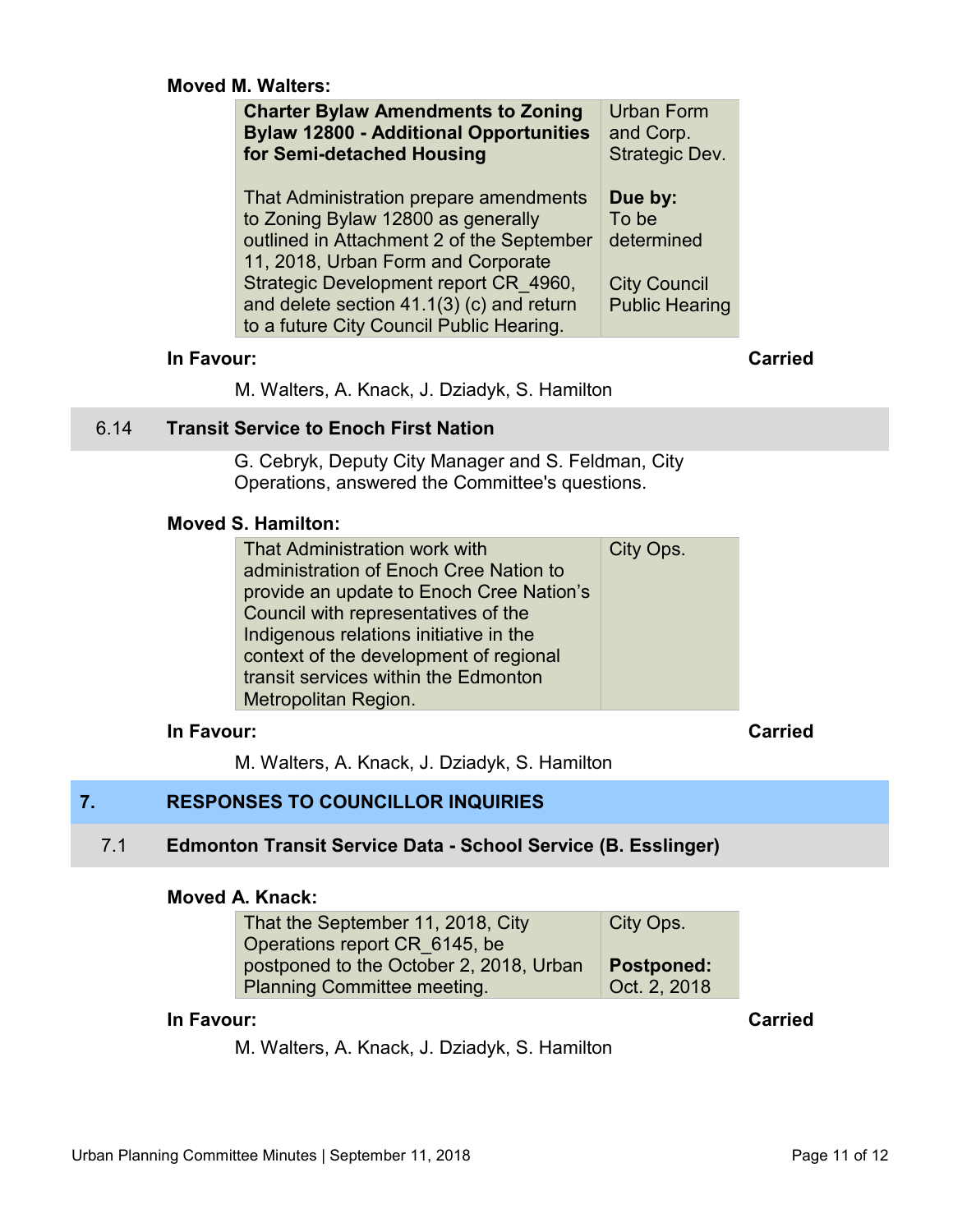**Moved M. Walters:**

| **Charter Bylaw Amendments to Zoning Bylaw 12800 - Additional Opportunities for Semi-detached Housing**<br><br>That Administration prepare amendments to Zoning Bylaw 12800 as generally outlined in Attachment 2 of the September 11, 2018, Urban Form and Corporate Strategic Development report CR_4960, and delete section 41.1(3) (c) and return to a future City Council Public Hearing. | Urban Form and Corp. Strategic Dev.<br><br>**Due by:** To be determined<br><br>City Council Public Hearing |
|---|---|

**In Favour:** **Carried**

M. Walters, A. Knack, J. Dziadyk, S. Hamilton

## 6.14 Transit Service to Enoch First Nation

G. Cebryk, Deputy City Manager and S. Feldman, City Operations, answered the Committee's questions.

**Moved S. Hamilton:**

| That Administration work with administration of Enoch Cree Nation to provide an update to Enoch Cree Nation's Council with representatives of the Indigenous relations initiative in the context of the development of regional transit services within the Edmonton Metropolitan Region. | City Ops. |
|---|---|

**In Favour:** **Carried**

M. Walters, A. Knack, J. Dziadyk, S. Hamilton

# 7. RESPONSES TO COUNCILLOR INQUIRIES

## 7.1 Edmonton Transit Service Data - School Service (B. Esslinger)

**Moved A. Knack:**

| That the September 11, 2018, City Operations report CR_6145, be postponed to the October 2, 2018, Urban Planning Committee meeting. | City Ops.<br><br>**Postponed:** Oct. 2, 2018 |
|---|---|

**In Favour:** **Carried**

M. Walters, A. Knack, J. Dziadyk, S. Hamilton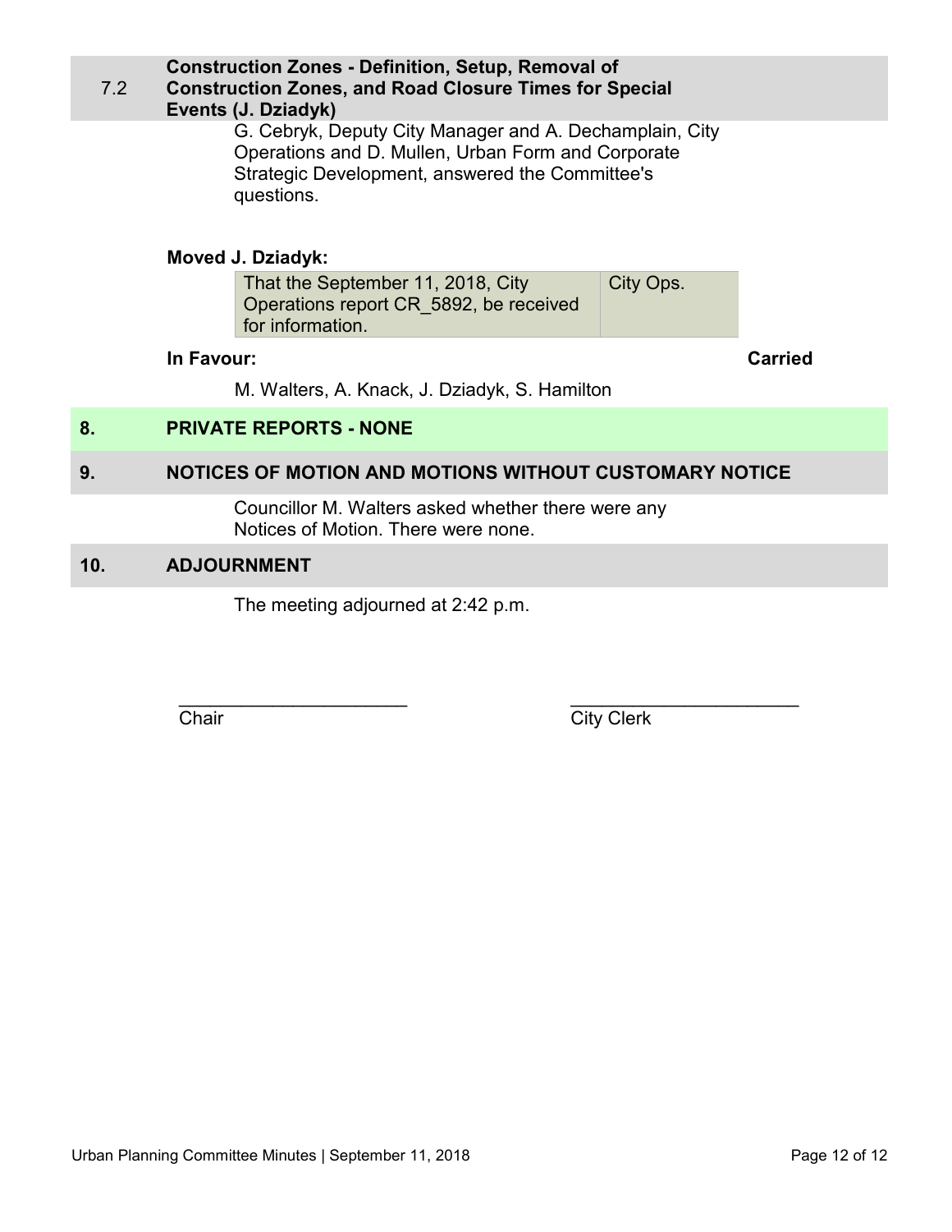### 7.2 Construction Zones - Definition, Setup, Removal of Construction Zones, and Road Closure Times for Special Events (J. Dziadyk)

G. Cebryk, Deputy City Manager and A. Dechamplain, City Operations and D. Mullen, Urban Form and Corporate Strategic Development, answered the Committee's questions.

**Moved J. Dziadyk:**

| | |
|---|---|
| That the September 11, 2018, City Operations report CR_5892, be received for information. | City Ops. |

**In Favour:** **Carried**

M. Walters, A. Knack, J. Dziadyk, S. Hamilton

## 8. PRIVATE REPORTS - NONE

## 9. NOTICES OF MOTION AND MOTIONS WITHOUT CUSTOMARY NOTICE

Councillor M. Walters asked whether there were any Notices of Motion. There were none.

## 10. ADJOURNMENT

The meeting adjourned at 2:42 p.m.

______________________
Chair

______________________
City Clerk